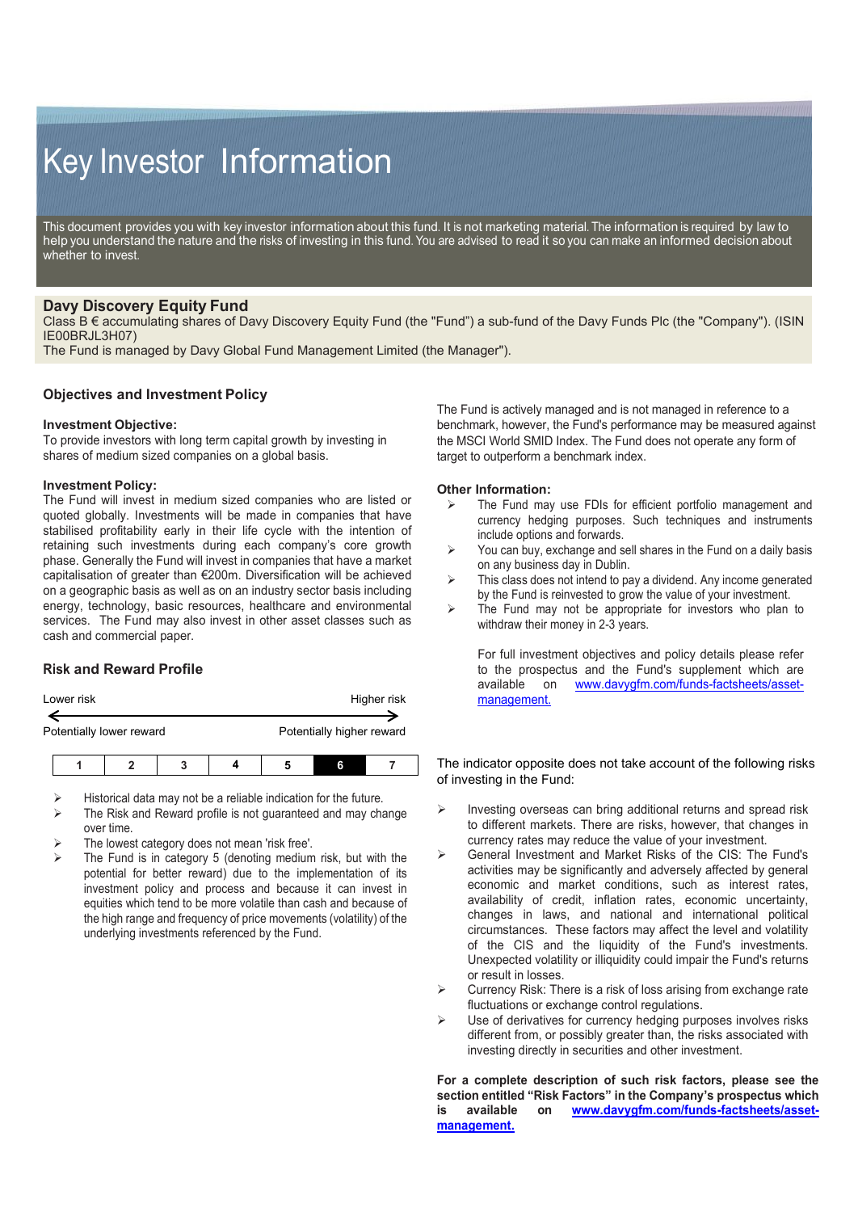# Key Investor Information

This document provides you with key investor information about this fund. It is not marketing material. The information is required by law to help you understand the nature and the risks of investing in this fund. You are advised to read it so you can make an informed decision about whether to invest.

## Davy Discovery Equity Fund

Class B € accumulating shares of Davy Discovery Equity Fund (the "Fund") a sub-fund of the Davy Funds Plc (the "Company"). (ISIN IE00BRJL3H07)

The Fund is managed by Davy Global Fund Management Limited (the Manager").

## Objectives and Investment Policy

**Investment Objective:**

To provide investors with long term capital growth by investing in shares of medium sized companies on a global basis.

**Investment Policy:**

The Fund will invest in medium sized companies who are listed or quoted globally. Investments will be made in companies that have stabilised profitability early in their life cycle with the intention of retaining such investments during each company's core growth phase. Generally the Fund will invest in companies that have a market capitalisation of greater than €200m. Diversification will be achieved on a geographic basis as well as on an industry sector basis including energy, technology, basic resources, healthcare and environmental services. The Fund may also invest in other asset classes such as cash and commercial paper.

The Fund is actively managed and is not managed in reference to a benchmark, however, the Fund's performance may be measured against the MSCI World SMID Index. The Fund does not operate any form of target to outperform a benchmark index.

**Other Information:**

- The Fund may use FDIs for efficient portfolio management and currency hedging purposes. Such techniques and instruments include options and forwards.
- You can buy, exchange and sell shares in the Fund on a daily basis on any business day in Dublin.
- This class does not intend to pay a dividend. Any income generated by the Fund is reinvested to grow the value of your investment.
- The Fund may not be appropriate for investors who plan to withdraw their money in 2-3 years.

For full investment objectives and policy details please refer to the prospectus and the Fund's supplement which are available on www.davygfm.com/funds-factsheets/asset-management.

## Risk and Reward Profile

| Lower risk | | | | | | Higher risk |
|---|---|---|---|---|---|---|
| Potentially lower reward | | | | | | Potentially higher reward |
| 1 | 2 | 3 | 4 | 5 | **6** | 7 |

- Historical data may not be a reliable indication for the future.
- The Risk and Reward profile is not guaranteed and may change over time.
- The lowest category does not mean 'risk free'.
- The Fund is in category 5 (denoting medium risk, but with the potential for better reward) due to the implementation of its investment policy and process and because it can invest in equities which tend to be more volatile than cash and because of the high range and frequency of price movements (volatility) of the underlying investments referenced by the Fund.

The indicator opposite does not take account of the following risks of investing in the Fund:

- Investing overseas can bring additional returns and spread risk to different markets. There are risks, however, that changes in currency rates may reduce the value of your investment.
- General Investment and Market Risks of the CIS: The Fund's activities may be significantly and adversely affected by general economic and market conditions, such as interest rates, availability of credit, inflation rates, economic uncertainty, changes in laws, and national and international political circumstances. These factors may affect the level and volatility of the CIS and the liquidity of the Fund's investments. Unexpected volatility or illiquidity could impair the Fund's returns or result in losses.
- Currency Risk: There is a risk of loss arising from exchange rate fluctuations or exchange control regulations.
- Use of derivatives for currency hedging purposes involves risks different from, or possibly greater than, the risks associated with investing directly in securities and other investment.

**For a complete description of such risk factors, please see the section entitled "Risk Factors" in the Company's prospectus which is available on www.davygfm.com/funds-factsheets/asset-management.**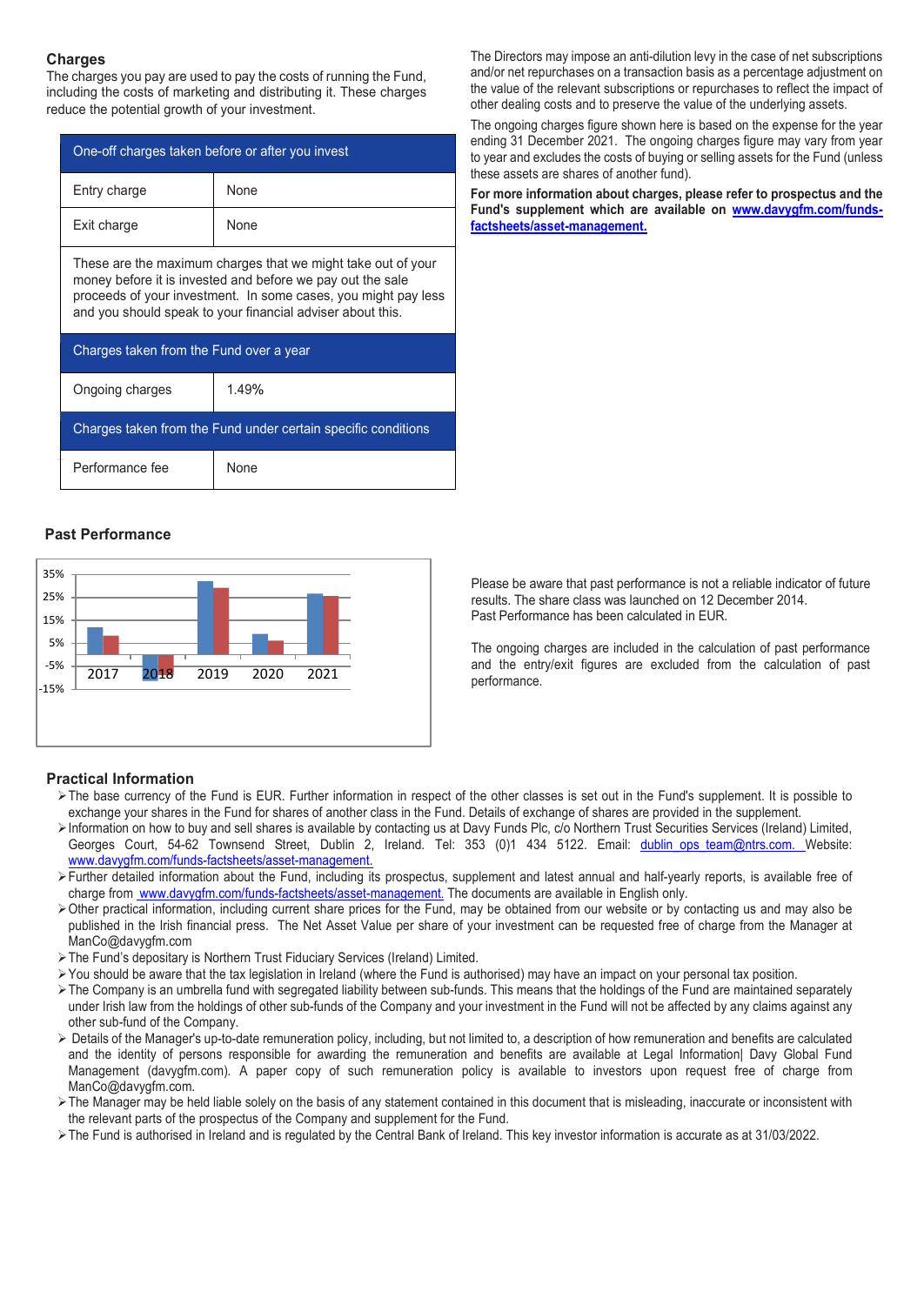## Charges

The charges you pay are used to pay the costs of running the Fund, including the costs of marketing and distributing it. These charges reduce the potential growth of your investment.

| One-off charges taken before or after you invest | |
|---|---|
| Entry charge | None |
| Exit charge | None |
| These are the maximum charges that we might take out of your money before it is invested and before we pay out the sale proceeds of your investment. In some cases, you might pay less and you should speak to your financial adviser about this. | |
| **Charges taken from the Fund over a year** | |
| Ongoing charges | 1.49% |
| **Charges taken from the Fund under certain specific conditions** | |
| Performance fee | None |

The Directors may impose an anti-dilution levy in the case of net subscriptions and/or net repurchases on a transaction basis as a percentage adjustment on the value of the relevant subscriptions or repurchases to reflect the impact of other dealing costs and to preserve the value of the underlying assets.

The ongoing charges figure shown here is based on the expense for the year ending 31 December 2021. The ongoing charges figure may vary from year to year and excludes the costs of buying or selling assets for the Fund (unless these assets are shares of another fund).

**For more information about charges, please refer to prospectus and the Fund's supplement which are available on www.davygfm.com/funds-factsheets/asset-management.**

## Past Performance

35%
25%
15%
5%
-5%
-15%
2017
2018
2019
2020
2021

Please be aware that past performance is not a reliable indicator of future results. The share class was launched on 12 December 2014.
Past Performance has been calculated in EUR.

The ongoing charges are included in the calculation of past performance and the entry/exit figures are excluded from the calculation of past performance.

## Practical Information

- The base currency of the Fund is EUR. Further information in respect of the other classes is set out in the Fund's supplement. It is possible to exchange your shares in the Fund for shares of another class in the Fund. Details of exchange of shares are provided in the supplement.
- Information on how to buy and sell shares is available by contacting us at Davy Funds Plc, c/o Northern Trust Securities Services (Ireland) Limited, Georges Court, 54-62 Townsend Street, Dublin 2, Ireland. Tel: 353 (0)1 434 5122. Email: dublin_ops_team@ntrs.com. Website: www.davygfm.com/funds-factsheets/asset-management.
- Further detailed information about the Fund, including its prospectus, supplement and latest annual and half-yearly reports, is available free of charge from www.davygfm.com/funds-factsheets/asset-management. The documents are available in English only.
- Other practical information, including current share prices for the Fund, may be obtained from our website or by contacting us and may also be published in the Irish financial press. The Net Asset Value per share of your investment can be requested free of charge from the Manager at ManCo@davygfm.com
- The Fund's depositary is Northern Trust Fiduciary Services (Ireland) Limited.
- You should be aware that the tax legislation in Ireland (where the Fund is authorised) may have an impact on your personal tax position.
- The Company is an umbrella fund with segregated liability between sub-funds. This means that the holdings of the Fund are maintained separately under Irish law from the holdings of other sub-funds of the Company and your investment in the Fund will not be affected by any claims against any other sub-fund of the Company.
- Details of the Manager's up-to-date remuneration policy, including, but not limited to, a description of how remuneration and benefits are calculated and the identity of persons responsible for awarding the remuneration and benefits are available at Legal Information| Davy Global Fund Management (davygfm.com). A paper copy of such remuneration policy is available to investors upon request free of charge from ManCo@davygfm.com.
- The Manager may be held liable solely on the basis of any statement contained in this document that is misleading, inaccurate or inconsistent with the relevant parts of the prospectus of the Company and supplement for the Fund.
- The Fund is authorised in Ireland and is regulated by the Central Bank of Ireland. This key investor information is accurate as at 31/03/2022.